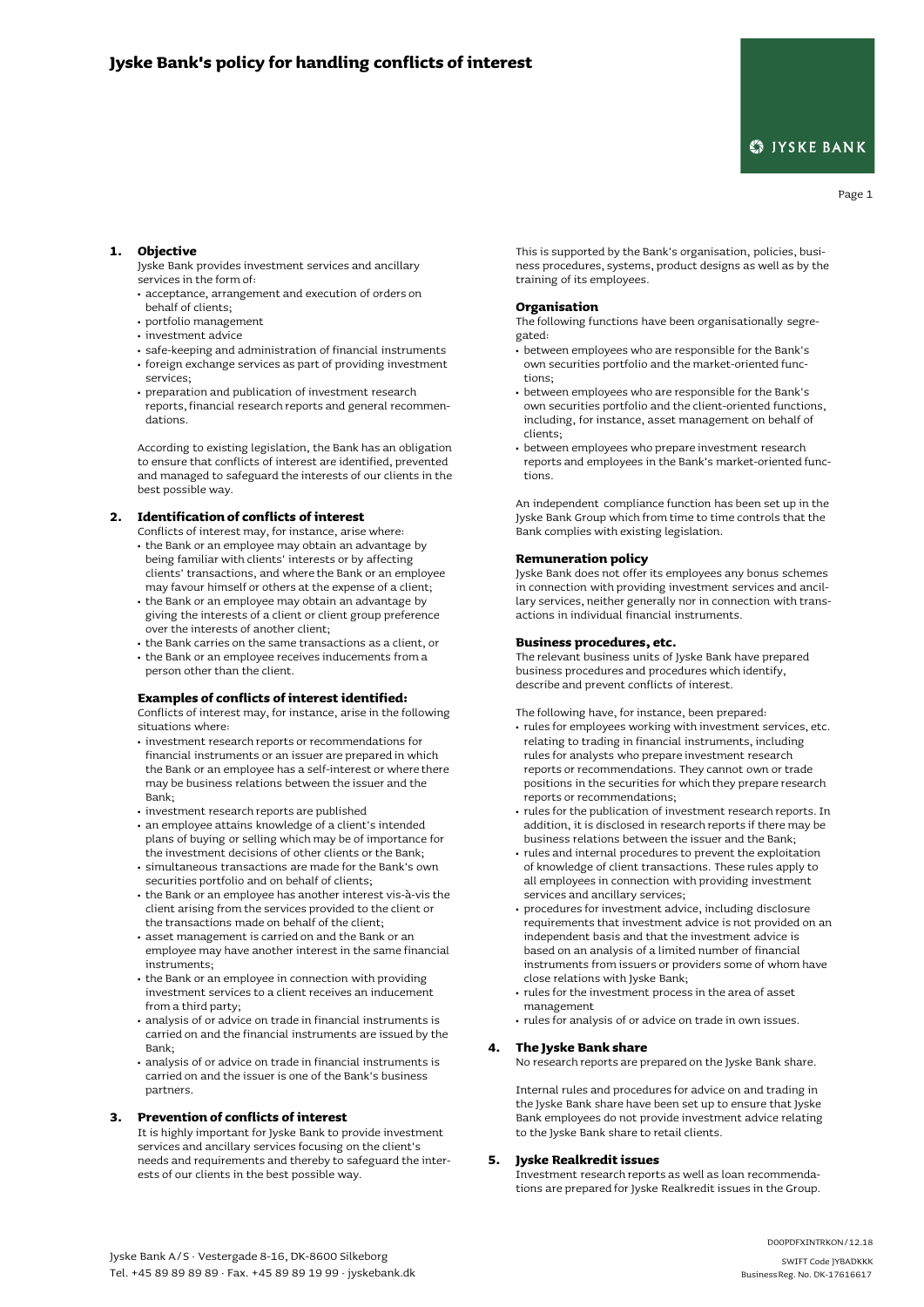# Jyske Bank's policy for handling conflicts of interest

## 1. Objective

Jyske Bank provides investment services and ancillary services in the form of:

- acceptance, arrangement and execution of orders on behalf of clients;
- portfolio management
- investment advice
- safe-keeping and administration of financial instruments
- foreign exchange services as part of providing investment services;
- preparation and publication of investment research reports, financial research reports and general recommendations.

According to existing legislation, the Bank has an obligation to ensure that conflicts of interest are identified, prevented and managed to safeguard the interests of our clients in the best possible way.

## 2. Identification of conflicts of interest

Conflicts of interest may, for instance, arise where:

- the Bank or an employee may obtain an advantage by being familiar with clients' interests or by affecting clients' transactions, and where the Bank or an employee may favour himself or others at the expense of a client;
- the Bank or an employee may obtain an advantage by giving the interests of a client or client group preference over the interests of another client;
- the Bank carries on the same transactions as a client, or
- the Bank or an employee receives inducements from a person other than the client.

### Examples of conflicts of interest identified:

Conflicts of interest may, for instance, arise in the following situations where:

- investment research reports or recommendations for financial instruments or an issuer are prepared in which the Bank or an employee has a self-interest or where there may be business relations between the issuer and the Bank;
- investment research reports are published
- an employee attains knowledge of a client's intended plans of buying or selling which may be of importance for the investment decisions of other clients or the Bank;
- simultaneous transactions are made for the Bank's own securities portfolio and on behalf of clients;
- the Bank or an employee has another interest vis-à-vis the client arising from the services provided to the client or the transactions made on behalf of the client;
- asset management is carried on and the Bank or an employee may have another interest in the same financial instruments;
- the Bank or an employee in connection with providing investment services to a client receives an inducement from a third party;
- analysis of or advice on trade in financial instruments is carried on and the financial instruments are issued by the Bank;
- analysis of or advice on trade in financial instruments is carried on and the issuer is one of the Bank's business partners.

## 3. Prevention of conflicts of interest

It is highly important for Jyske Bank to provide investment services and ancillary services focusing on the client's needs and requirements and thereby to safeguard the interests of our clients in the best possible way.

This is supported by the Bank's organisation, policies, business procedures, systems, product designs as well as by the training of its employees.

### Organisation

The following functions have been organisationally segregated:

- between employees who are responsible for the Bank's own securities portfolio and the market-oriented functions;
- between employees who are responsible for the Bank's own securities portfolio and the client-oriented functions, including, for instance, asset management on behalf of clients;
- between employees who prepare investment research reports and employees in the Bank's market-oriented functions.

An independent compliance function has been set up in the Jyske Bank Group which from time to time controls that the Bank complies with existing legislation.

### Remuneration policy

Jyske Bank does not offer its employees any bonus schemes in connection with providing investment services and ancillary services, neither generally nor in connection with transactions in individual financial instruments.

### Business procedures, etc.

The relevant business units of Jyske Bank have prepared business procedures and procedures which identify, describe and prevent conflicts of interest.

The following have, for instance, been prepared:

- rules for employees working with investment services, etc. relating to trading in financial instruments, including rules for analysts who prepare investment research reports or recommendations. They cannot own or trade positions in the securities for which they prepare research reports or recommendations;
- rules for the publication of investment research reports. In addition, it is disclosed in research reports if there may be business relations between the issuer and the Bank;
- rules and internal procedures to prevent the exploitation of knowledge of client transactions. These rules apply to all employees in connection with providing investment services and ancillary services;
- procedures for investment advice, including disclosure requirements that investment advice is not provided on an independent basis and that the investment advice is based on an analysis of a limited number of financial instruments from issuers or providers some of whom have close relations with Jyske Bank;
- rules for the investment process in the area of asset management
- rules for analysis of or advice on trade in own issues.

## 4. The Jyske Bank share

No research reports are prepared on the Jyske Bank share.

Internal rules and procedures for advice on and trading in the Jyske Bank share have been set up to ensure that Jyske Bank employees do not provide investment advice relating to the Jyske Bank share to retail clients.

## 5. Jyske Realkredit issues

Investment research reports as well as loan recommendations are prepared for Jyske Realkredit issues in the Group.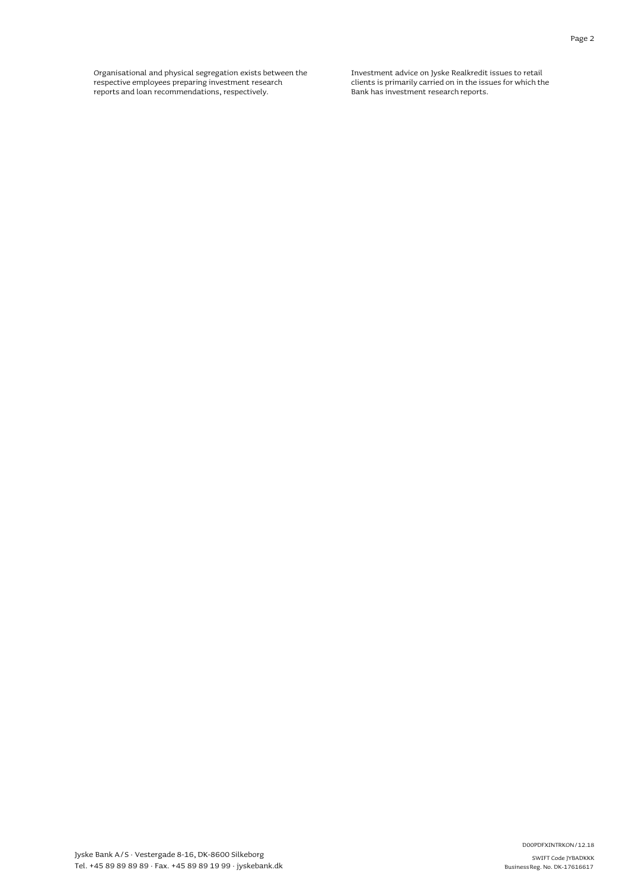Organisational and physical segregation exists between the respective employees preparing investment research reports and loan recommendations, respectively.

Investment advice on Jyske Realkredit issues to retail clients is primarily carried on in the issues for which the Bank has investment research reports.

D00PDFXINTRKON/12.18

Jyske Bank A/S · Vestergade 8-16, DK-8600 Silkeborg
Tel. +45 89 89 89 89 · Fax. +45 89 89 19 99 · jyskebank.dk

SWIFT Code JYBADKKK
Business Reg. No. DK-17616617